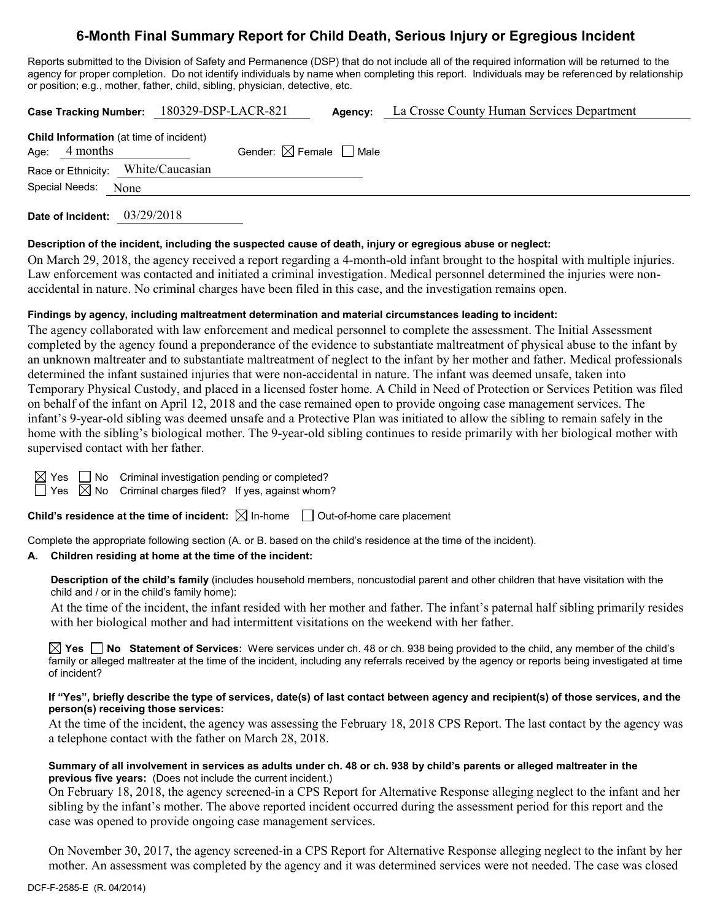# 6-Month Final Summary Report for Child Death, Serious Injury or Egregious Incident

Reports submitted to the Division of Safety and Permanence (DSP) that do not include all of the required information will be returned to the agency for proper completion. Do not identify individuals by name when completing this report. Individuals may be referenced by relationship or position; e.g., mother, father, child, sibling, physician, detective, etc.

**Case Tracking Number:** 180329-DSP-LACR-821 **Agency:** La Crosse County Human Services Department

**Child Information** (at time of incident)

Age: 4 months Gender: ☒ Female ☐ Male

Race or Ethnicity: White/Caucasian

Special Needs: None

**Date of Incident:** 03/29/2018

**Description of the incident, including the suspected cause of death, injury or egregious abuse or neglect:**

On March 29, 2018, the agency received a report regarding a 4-month-old infant brought to the hospital with multiple injuries. Law enforcement was contacted and initiated a criminal investigation. Medical personnel determined the injuries were non-accidental in nature. No criminal charges have been filed in this case, and the investigation remains open.

**Findings by agency, including maltreatment determination and material circumstances leading to incident:**

The agency collaborated with law enforcement and medical personnel to complete the assessment. The Initial Assessment completed by the agency found a preponderance of the evidence to substantiate maltreatment of physical abuse to the infant by an unknown maltreater and to substantiate maltreatment of neglect to the infant by her mother and father. Medical professionals determined the infant sustained injuries that were non-accidental in nature. The infant was deemed unsafe, taken into Temporary Physical Custody, and placed in a licensed foster home. A Child in Need of Protection or Services Petition was filed on behalf of the infant on April 12, 2018 and the case remained open to provide ongoing case management services. The infant's 9-year-old sibling was deemed unsafe and a Protective Plan was initiated to allow the sibling to remain safely in the home with the sibling's biological mother. The 9-year-old sibling continues to reside primarily with her biological mother with supervised contact with her father.

☒ Yes ☐ No Criminal investigation pending or completed?

☐ Yes ☒ No Criminal charges filed? If yes, against whom?

**Child's residence at the time of incident:** ☒ In-home ☐ Out-of-home care placement

Complete the appropriate following section (A. or B. based on the child's residence at the time of the incident).

**A. Children residing at home at the time of the incident:**

**Description of the child's family** (includes household members, noncustodial parent and other children that have visitation with the child and / or in the child's family home):

At the time of the incident, the infant resided with her mother and father. The infant's paternal half sibling primarily resides with her biological mother and had intermittent visitations on the weekend with her father.

☒ **Yes** ☐ **No Statement of Services:** Were services under ch. 48 or ch. 938 being provided to the child, any member of the child's family or alleged maltreater at the time of the incident, including any referrals received by the agency or reports being investigated at time of incident?

**If "Yes", briefly describe the type of services, date(s) of last contact between agency and recipient(s) of those services, and the person(s) receiving those services:**

At the time of the incident, the agency was assessing the February 18, 2018 CPS Report. The last contact by the agency was a telephone contact with the father on March 28, 2018.

**Summary of all involvement in services as adults under ch. 48 or ch. 938 by child's parents or alleged maltreater in the previous five years:** (Does not include the current incident.)

On February 18, 2018, the agency screened-in a CPS Report for Alternative Response alleging neglect to the infant and her sibling by the infant's mother. The above reported incident occurred during the assessment period for this report and the case was opened to provide ongoing case management services.

On November 30, 2017, the agency screened-in a CPS Report for Alternative Response alleging neglect to the infant by her mother. An assessment was completed by the agency and it was determined services were not needed. The case was closed

DCF-F-2585-E (R. 04/2014)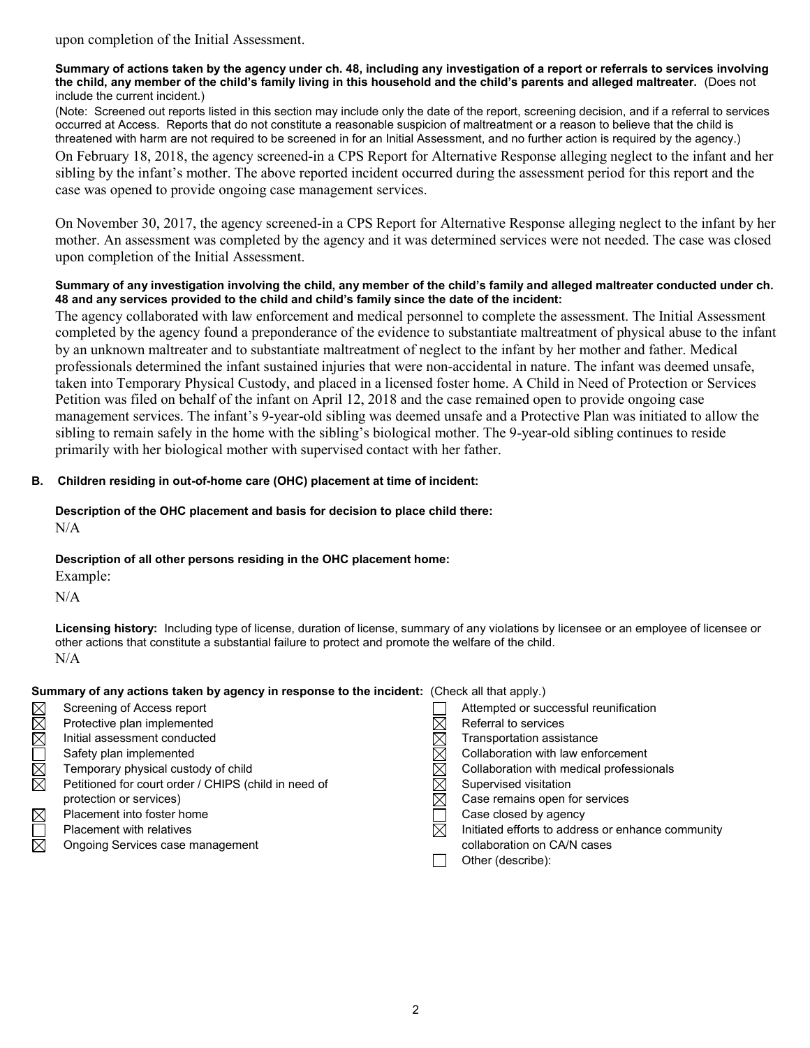upon completion of the Initial Assessment.

**Summary of actions taken by the agency under ch. 48, including any investigation of a report or referrals to services involving the child, any member of the child's family living in this household and the child's parents and alleged maltreater.** (Does not include the current incident.)

(Note: Screened out reports listed in this section may include only the date of the report, screening decision, and if a referral to services occurred at Access. Reports that do not constitute a reasonable suspicion of maltreatment or a reason to believe that the child is threatened with harm are not required to be screened in for an Initial Assessment, and no further action is required by the agency.)

On February 18, 2018, the agency screened-in a CPS Report for Alternative Response alleging neglect to the infant and her sibling by the infant's mother. The above reported incident occurred during the assessment period for this report and the case was opened to provide ongoing case management services.

On November 30, 2017, the agency screened-in a CPS Report for Alternative Response alleging neglect to the infant by her mother. An assessment was completed by the agency and it was determined services were not needed. The case was closed upon completion of the Initial Assessment.

**Summary of any investigation involving the child, any member of the child's family and alleged maltreater conducted under ch. 48 and any services provided to the child and child's family since the date of the incident:**

The agency collaborated with law enforcement and medical personnel to complete the assessment. The Initial Assessment completed by the agency found a preponderance of the evidence to substantiate maltreatment of physical abuse to the infant by an unknown maltreater and to substantiate maltreatment of neglect to the infant by her mother and father. Medical professionals determined the infant sustained injuries that were non-accidental in nature. The infant was deemed unsafe, taken into Temporary Physical Custody, and placed in a licensed foster home. A Child in Need of Protection or Services Petition was filed on behalf of the infant on April 12, 2018 and the case remained open to provide ongoing case management services. The infant's 9-year-old sibling was deemed unsafe and a Protective Plan was initiated to allow the sibling to remain safely in the home with the sibling's biological mother. The 9-year-old sibling continues to reside primarily with her biological mother with supervised contact with her father.

## B. Children residing in out-of-home care (OHC) placement at time of incident:

**Description of the OHC placement and basis for decision to place child there:**

N/A

**Description of all other persons residing in the OHC placement home:**

Example:

N/A

**Licensing history:** Including type of license, duration of license, summary of any violations by licensee or an employee of licensee or other actions that constitute a substantial failure to protect and promote the welfare of the child.

N/A

**Summary of any actions taken by agency in response to the incident:** (Check all that apply.)

- ☒ Screening of Access report
- ☒ Protective plan implemented
- ☒ Initial assessment conducted
- ☐ Safety plan implemented
- ☒ Temporary physical custody of child
- ☒ Petitioned for court order / CHIPS (child in need of protection or services)
- ☒ Placement into foster home
- ☐ Placement with relatives
- ☒ Ongoing Services case management
- ☐ Attempted or successful reunification
- ☒ Referral to services
- ☒ Transportation assistance
- ☒ Collaboration with law enforcement
- ☒ Collaboration with medical professionals
- ☒ Supervised visitation
- ☒ Case remains open for services
- ☐ Case closed by agency
- ☒ Initiated efforts to address or enhance community collaboration on CA/N cases
- ☐ Other (describe):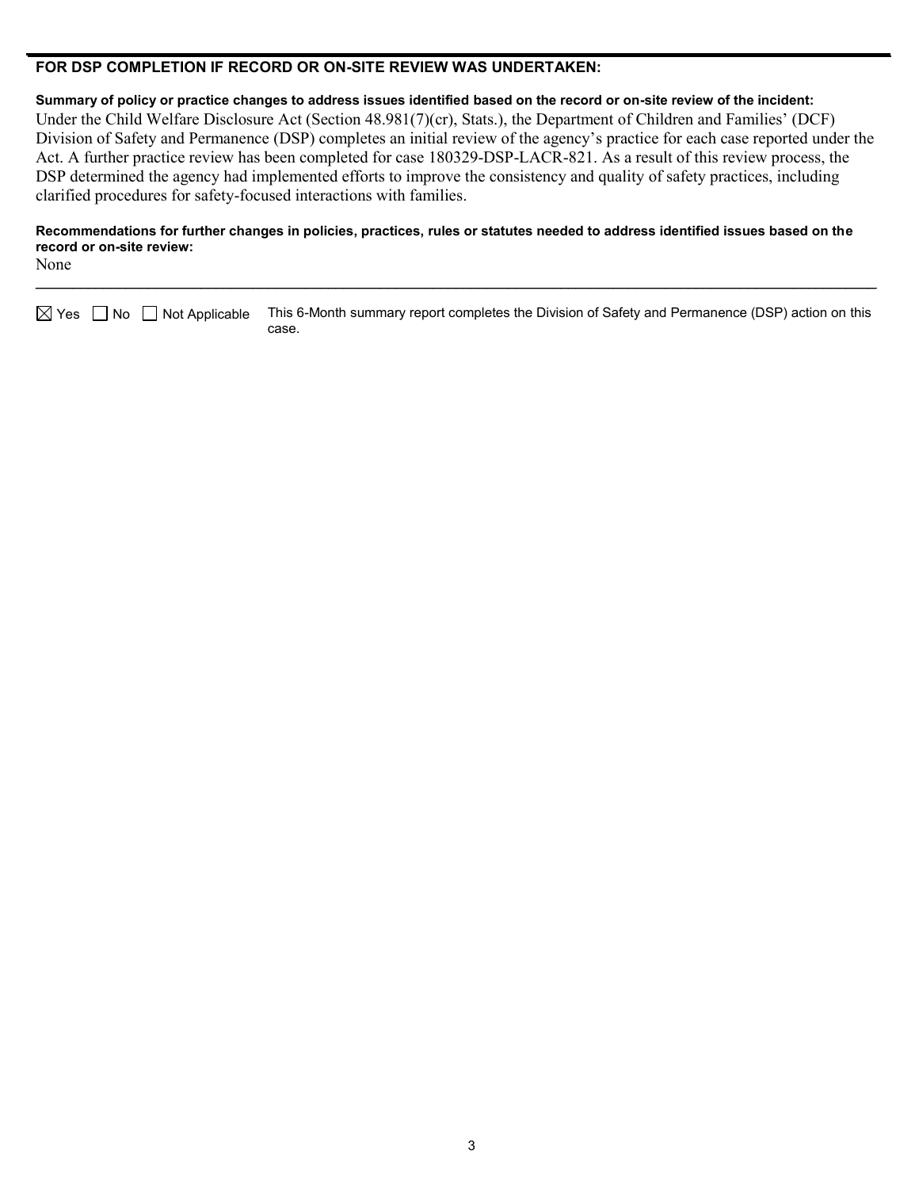**FOR DSP COMPLETION IF RECORD OR ON-SITE REVIEW WAS UNDERTAKEN:**

**Summary of policy or practice changes to address issues identified based on the record or on-site review of the incident:**

Under the Child Welfare Disclosure Act (Section 48.981(7)(cr), Stats.), the Department of Children and Families' (DCF) Division of Safety and Permanence (DSP) completes an initial review of the agency's practice for each case reported under the Act. A further practice review has been completed for case 180329-DSP-LACR-821. As a result of this review process, the DSP determined the agency had implemented efforts to improve the consistency and quality of safety practices, including clarified procedures for safety-focused interactions with families.

**Recommendations for further changes in policies, practices, rules or statutes needed to address identified issues based on the record or on-site review:**

None

---

☒ Yes ☐ No ☐ Not Applicable This 6-Month summary report completes the Division of Safety and Permanence (DSP) action on this case.